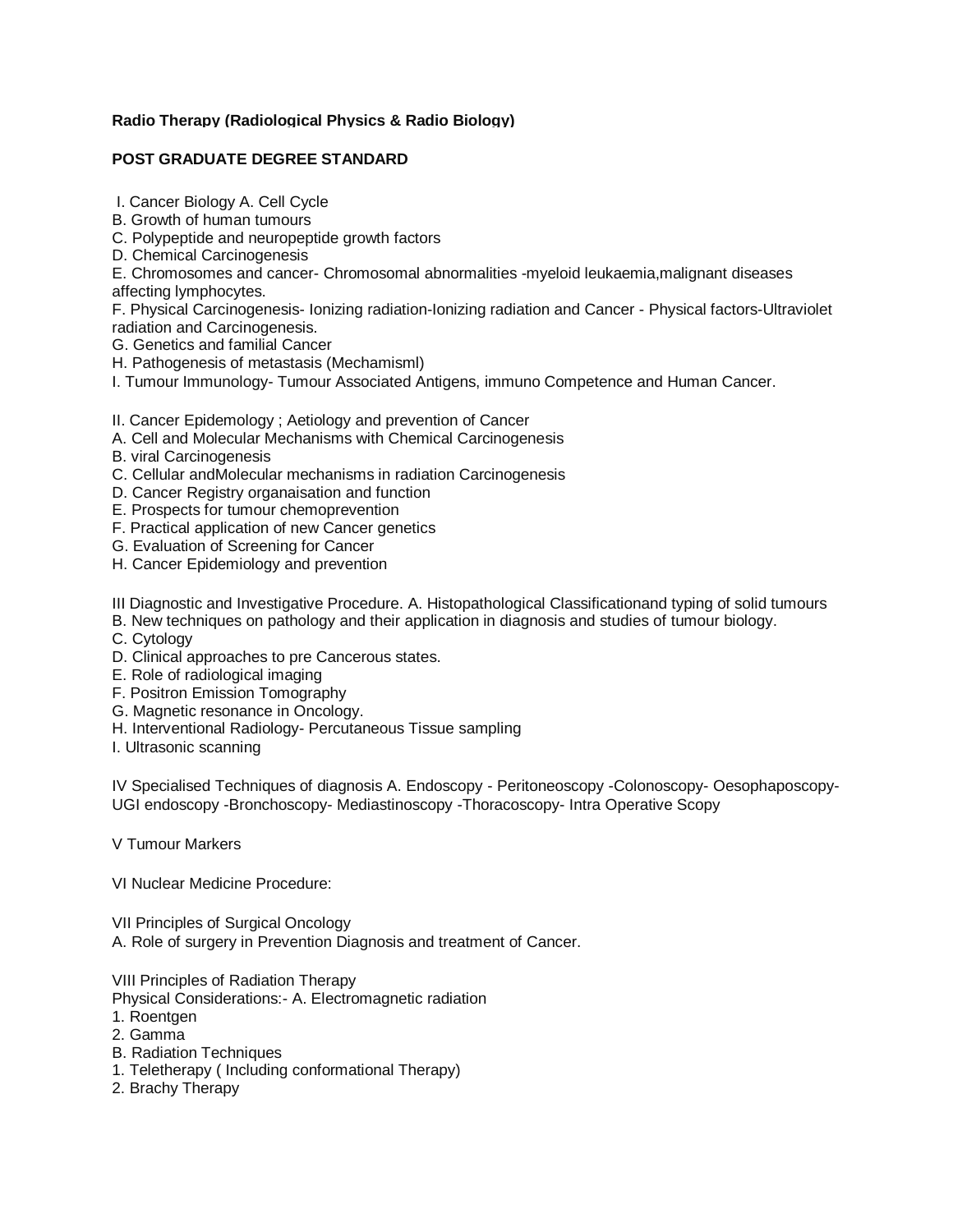**Radio Therapy (Radiological Physics & Radio Biology)**

**POST GRADUATE DEGREE STANDARD**

I. Cancer Biology A. Cell Cycle
B. Growth of human tumours
C. Polypeptide and neuropeptide growth factors
D. Chemical Carcinogenesis
E. Chromosomes and cancer- Chromosomal abnormalities -myeloid leukaemia,malignant diseases affecting lymphocytes.
F. Physical Carcinogenesis- Ionizing radiation-Ionizing radiation and Cancer - Physical factors-Ultraviolet radiation and Carcinogenesis.
G. Genetics and familial Cancer
H. Pathogenesis of metastasis (Mechamisml)
I. Tumour Immunology- Tumour Associated Antigens, immuno Competence and Human Cancer.

II. Cancer Epidemology ; Aetiology and prevention of Cancer
A. Cell and Molecular Mechanisms with Chemical Carcinogenesis
B. viral Carcinogenesis
C. Cellular andMolecular mechanisms in radiation Carcinogenesis
D. Cancer Registry organaisation and function
E. Prospects for tumour chemoprevention
F. Practical application of new Cancer genetics
G. Evaluation of Screening for Cancer
H. Cancer Epidemiology and prevention

III Diagnostic and Investigative Procedure. A. Histopathological Classificationand typing of solid tumours
B. New techniques on pathology and their application in diagnosis and studies of tumour biology.
C. Cytology
D. Clinical approaches to pre Cancerous states.
E. Role of radiological imaging
F. Positron Emission Tomography
G. Magnetic resonance in Oncology.
H. Interventional Radiology- Percutaneous Tissue sampling
I. Ultrasonic scanning

IV Specialised Techniques of diagnosis A. Endoscopy - Peritoneoscopy -Colonoscopy- Oesophaposcopy- UGI endoscopy -Bronchoscopy- Mediastinoscopy -Thoracoscopy- Intra Operative Scopy

V Tumour Markers

VI Nuclear Medicine Procedure:

VII Principles of Surgical Oncology
A. Role of surgery in Prevention Diagnosis and treatment of Cancer.

VIII Principles of Radiation Therapy
Physical Considerations:- A. Electromagnetic radiation
1. Roentgen
2. Gamma
B. Radiation Techniques
1. Teletherapy ( Including conformational Therapy)
2. Brachy Therapy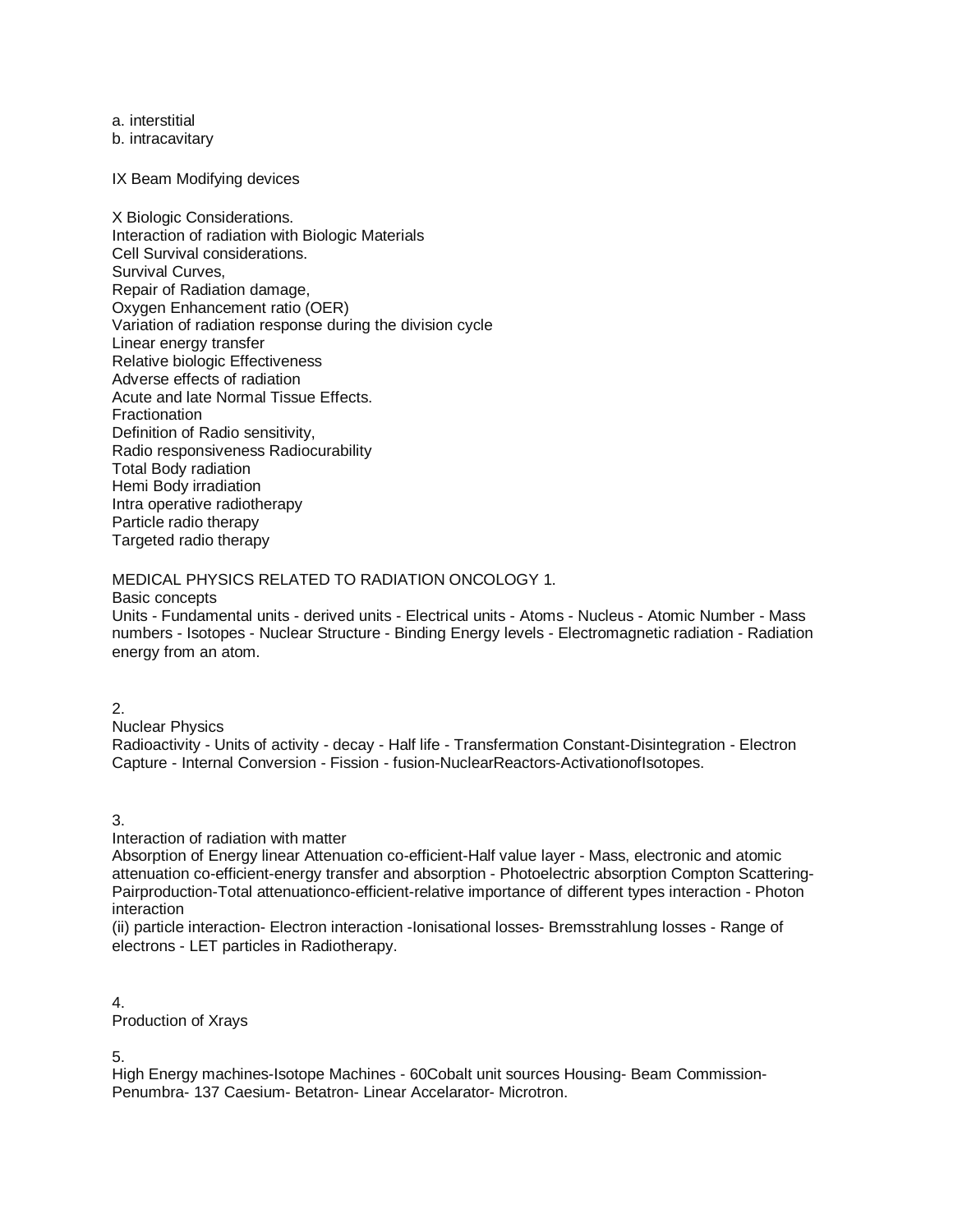a. interstitial
b. intracavitary

IX Beam Modifying devices

X Biologic Considerations.
Interaction of radiation with Biologic Materials
Cell Survival considerations.
Survival Curves,
Repair of Radiation damage,
Oxygen Enhancement ratio (OER)
Variation of radiation response during the division cycle
Linear energy transfer
Relative biologic Effectiveness
Adverse effects of radiation
Acute and late Normal Tissue Effects.
Fractionation
Definition of Radio sensitivity,
Radio responsiveness Radiocurability
Total Body radiation
Hemi Body irradiation
Intra operative radiotherapy
Particle radio therapy
Targeted radio therapy

MEDICAL PHYSICS RELATED TO RADIATION ONCOLOGY 1.
Basic concepts
Units - Fundamental units - derived units - Electrical units - Atoms - Nucleus - Atomic Number - Mass numbers - Isotopes - Nuclear Structure - Binding Energy levels - Electromagnetic radiation - Radiation energy from an atom.

2.
Nuclear Physics
Radioactivity - Units of activity - decay - Half life - Transfermation Constant-Disintegration - Electron Capture - Internal Conversion - Fission - fusion-NuclearReactors-ActivationofIsotopes.

3.
Interaction of radiation with matter
Absorption of Energy linear Attenuation co-efficient-Half value layer - Mass, electronic and atomic attenuation co-efficient-energy transfer and absorption - Photoelectric absorption Compton Scattering-Pairproduction-Total attenuationco-efficient-relative importance of different types interaction - Photon interaction
(ii) particle interaction- Electron interaction -Ionisational losses- Bremsstrahlung losses - Range of electrons - LET particles in Radiotherapy.

4.
Production of Xrays

5.
High Energy machines-Isotope Machines - 60Cobalt unit sources Housing- Beam Commission-Penumbra- 137 Caesium- Betatron- Linear Accelarator- Microtron.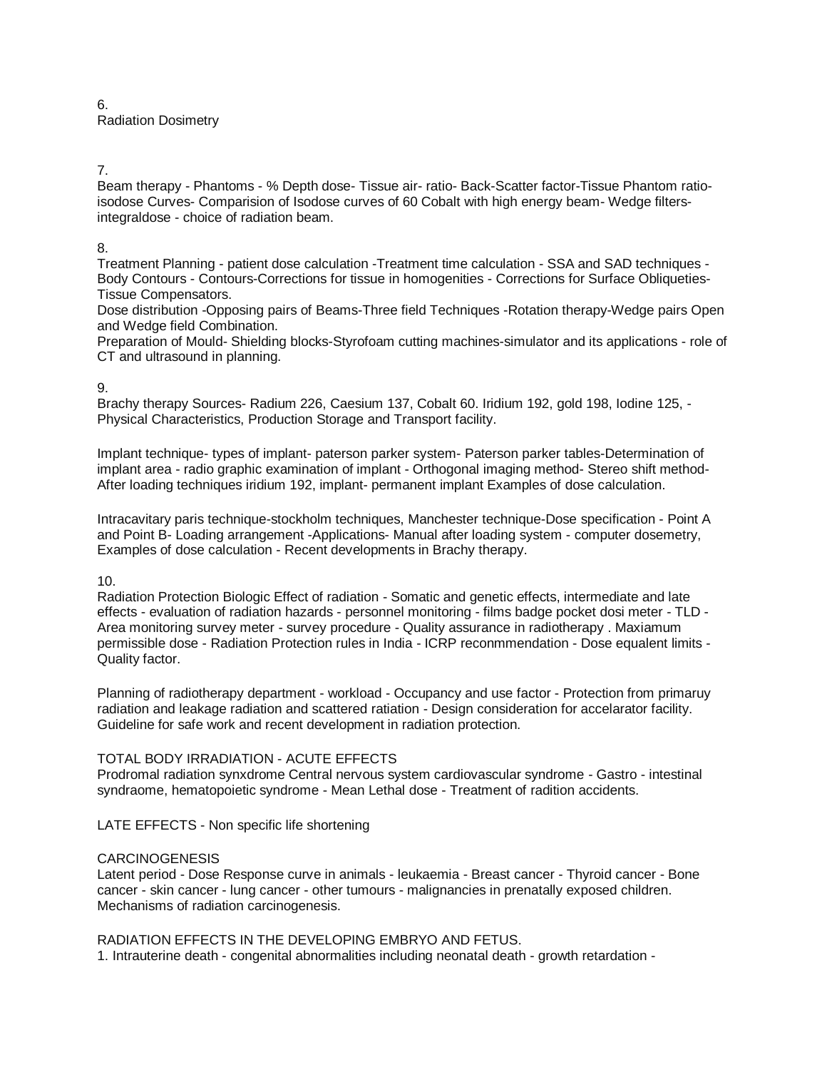6.
Radiation Dosimetry

7.
Beam therapy - Phantoms - % Depth dose- Tissue air- ratio- Back-Scatter factor-Tissue Phantom ratio-isodose Curves- Comparision of Isodose curves of 60 Cobalt with high energy beam- Wedge filters-integraldose - choice of radiation beam.

8.
Treatment Planning - patient dose calculation -Treatment time calculation - SSA and SAD techniques - Body Contours - Contours-Corrections for tissue in homogenities - Corrections for Surface Obliqueties-Tissue Compensators.
Dose distribution -Opposing pairs of Beams-Three field Techniques -Rotation therapy-Wedge pairs Open and Wedge field Combination.
Preparation of Mould- Shielding blocks-Styrofoam cutting machines-simulator and its applications - role of CT and ultrasound in planning.

9.
Brachy therapy Sources- Radium 226, Caesium 137, Cobalt 60. Iridium 192, gold 198, Iodine 125, - Physical Characteristics, Production Storage and Transport facility.

Implant technique- types of implant- paterson parker system- Paterson parker tables-Determination of implant area - radio graphic examination of implant - Orthogonal imaging method- Stereo shift method- After loading techniques iridium 192, implant- permanent implant Examples of dose calculation.

Intracavitary paris technique-stockholm techniques, Manchester technique-Dose specification - Point A and Point B- Loading arrangement -Applications- Manual after loading system - computer dosemetry, Examples of dose calculation - Recent developments in Brachy therapy.

10.
Radiation Protection Biologic Effect of radiation - Somatic and genetic effects, intermediate and late effects - evaluation of radiation hazards - personnel monitoring - films badge pocket dosi meter - TLD - Area monitoring survey meter - survey procedure - Quality assurance in radiotherapy . Maxiamum permissible dose - Radiation Protection rules in India - ICRP reconmmendation - Dose equalent limits - Quality factor.

Planning of radiotherapy department - workload - Occupancy and use factor - Protection from primaruy radiation and leakage radiation and scattered ratiation - Design consideration for accelarator facility. Guideline for safe work and recent development in radiation protection.

TOTAL BODY IRRADIATION - ACUTE EFFECTS
Prodromal radiation synxdrome Central nervous system cardiovascular syndrome - Gastro - intestinal syndraome, hematopoietic syndrome - Mean Lethal dose - Treatment of radition accidents.

LATE EFFECTS - Non specific life shortening

CARCINOGENESIS
Latent period - Dose Response curve in animals - leukaemia - Breast cancer - Thyroid cancer - Bone cancer - skin cancer - lung cancer - other tumours - malignancies in prenatally exposed children. Mechanisms of radiation carcinogenesis.

RADIATION EFFECTS IN THE DEVELOPING EMBRYO AND FETUS.
1. Intrauterine death - congenital abnormalities including neonatal death - growth retardation -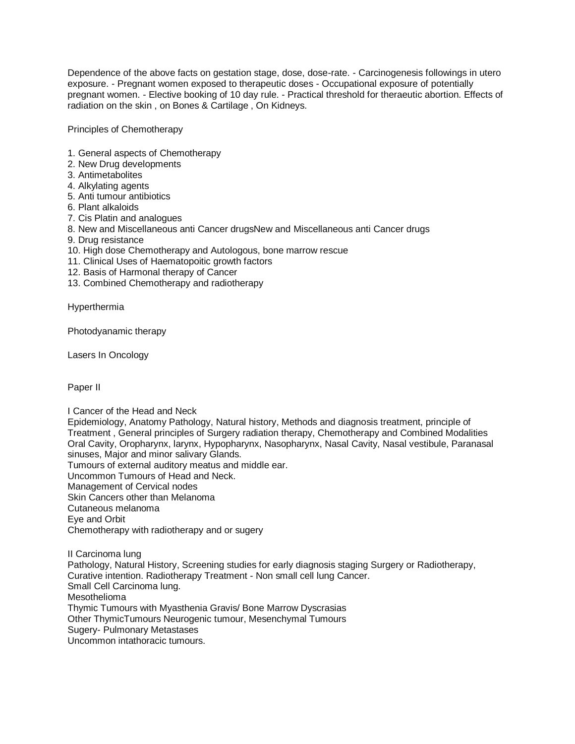Dependence of the above facts on gestation stage, dose, dose-rate. - Carcinogenesis followings in utero exposure. - Pregnant women exposed to therapeutic doses - Occupational exposure of potentially pregnant women. - Elective booking of 10 day rule. - Practical threshold for theraeutic abortion. Effects of radiation on the skin , on Bones & Cartilage , On Kidneys.

Principles of Chemotherapy

1. General aspects of Chemotherapy
2. New Drug developments
3. Antimetabolites
4. Alkylating agents
5. Anti tumour antibiotics
6. Plant alkaloids
7. Cis Platin and analogues
8. New and Miscellaneous anti Cancer drugsNew and Miscellaneous anti Cancer drugs
9. Drug resistance
10. High dose Chemotherapy and Autologous, bone marrow rescue
11. Clinical Uses of Haematopoitic growth factors
12. Basis of Harmonal therapy of Cancer
13. Combined Chemotherapy and radiotherapy

Hyperthermia

Photodyanamic therapy

Lasers In Oncology

Paper II

I Cancer of the Head and Neck
Epidemiology, Anatomy Pathology, Natural history, Methods and diagnosis treatment, principle of Treatment , General principles of Surgery radiation therapy, Chemotherapy and Combined Modalities Oral Cavity, Oropharynx, larynx, Hypopharynx, Nasopharynx, Nasal Cavity, Nasal vestibule, Paranasal sinuses, Major and minor salivary Glands.
Tumours of external auditory meatus and middle ear.
Uncommon Tumours of Head and Neck.
Management of Cervical nodes
Skin Cancers other than Melanoma
Cutaneous melanoma
Eye and Orbit
Chemotherapy with radiotherapy and or sugery

II Carcinoma lung
Pathology, Natural History, Screening studies for early diagnosis staging Surgery or Radiotherapy, Curative intention. Radiotherapy Treatment - Non small cell lung Cancer.
Small Cell Carcinoma lung.
Mesothelioma
Thymic Tumours with Myasthenia Gravis/ Bone Marrow Dyscrasias
Other ThymicTumours Neurogenic tumour, Mesenchymal Tumours
Sugery- Pulmonary Metastases
Uncommon intathoracic tumours.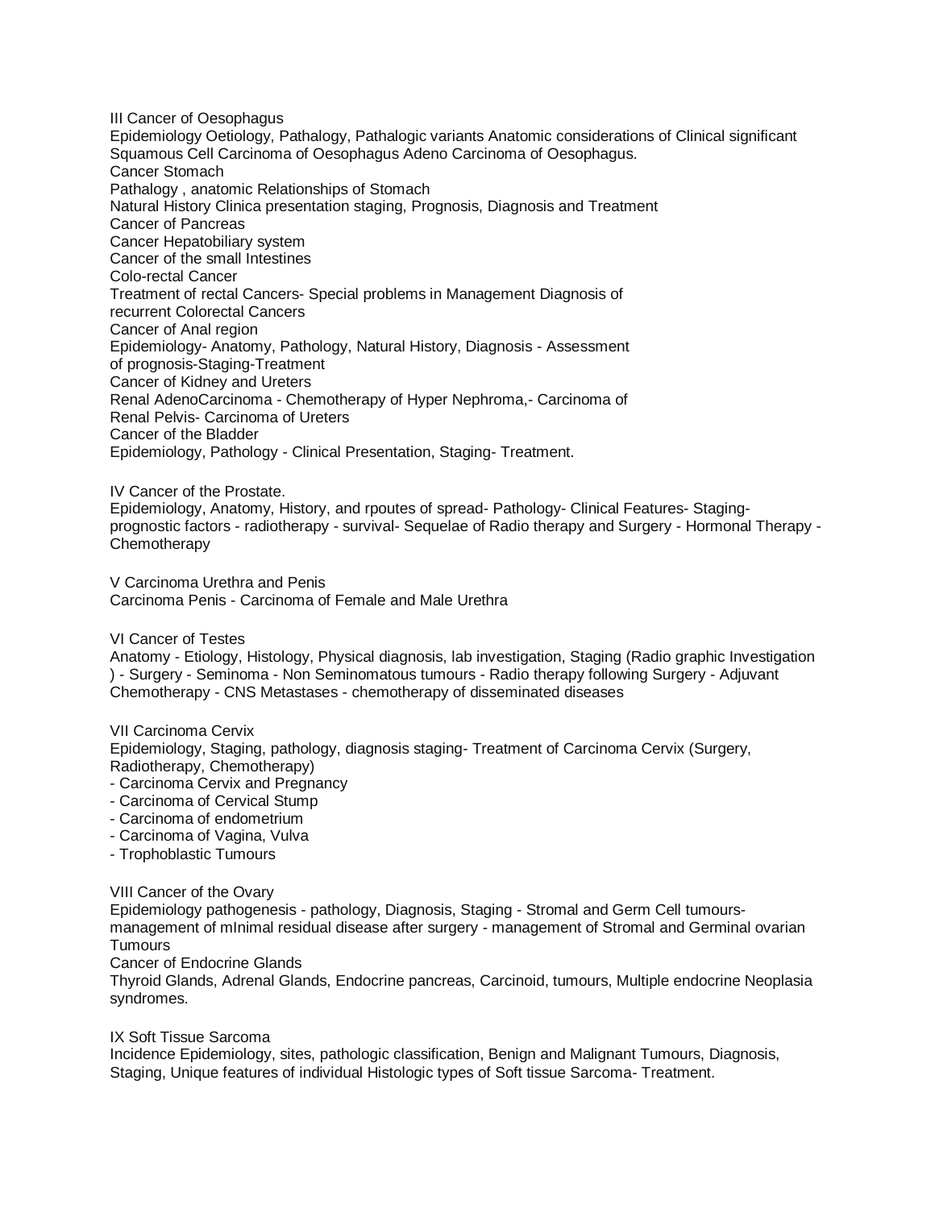III Cancer of Oesophagus
Epidemiology Oetiology, Pathalogy, Pathalogic variants Anatomic considerations of Clinical significant Squamous Cell Carcinoma of Oesophagus Adeno Carcinoma of Oesophagus.
Cancer Stomach
Pathalogy , anatomic Relationships of Stomach
Natural History Clinica presentation staging, Prognosis, Diagnosis and Treatment
Cancer of Pancreas
Cancer Hepatobiliary system
Cancer of the small Intestines
Colo-rectal Cancer
Treatment of rectal Cancers- Special problems in Management Diagnosis of recurrent Colorectal Cancers
Cancer of Anal region
Epidemiology- Anatomy, Pathology, Natural History, Diagnosis - Assessment of prognosis-Staging-Treatment
Cancer of Kidney and Ureters
Renal AdenoCarcinoma - Chemotherapy of Hyper Nephroma,- Carcinoma of Renal Pelvis- Carcinoma of Ureters
Cancer of the Bladder
Epidemiology, Pathology - Clinical Presentation, Staging- Treatment.

IV Cancer of the Prostate.
Epidemiology, Anatomy, History, and rpoutes of spread- Pathology- Clinical Features- Staging-prognostic factors - radiotherapy - survival- Sequelae of Radio therapy and Surgery - Hormonal Therapy - Chemotherapy

V Carcinoma Urethra and Penis
Carcinoma Penis - Carcinoma of Female and Male Urethra

VI Cancer of Testes
Anatomy - Etiology, Histology, Physical diagnosis, lab investigation, Staging (Radio graphic Investigation ) - Surgery - Seminoma - Non Seminomatous tumours - Radio therapy following Surgery - Adjuvant Chemotherapy - CNS Metastases - chemotherapy of disseminated diseases

VII Carcinoma Cervix
Epidemiology, Staging, pathology, diagnosis staging- Treatment of Carcinoma Cervix (Surgery, Radiotherapy, Chemotherapy)
- Carcinoma Cervix and Pregnancy
- Carcinoma of Cervical Stump
- Carcinoma of endometrium
- Carcinoma of Vagina, Vulva
- Trophoblastic Tumours

VIII Cancer of the Ovary
Epidemiology pathogenesis - pathology, Diagnosis, Staging - Stromal and Germ Cell tumours-management of mInimal residual disease after surgery - management of Stromal and Germinal ovarian Tumours
Cancer of Endocrine Glands
Thyroid Glands, Adrenal Glands, Endocrine pancreas, Carcinoid, tumours, Multiple endocrine Neoplasia syndromes.

IX Soft Tissue Sarcoma
Incidence Epidemiology, sites, pathologic classification, Benign and Malignant Tumours, Diagnosis, Staging, Unique features of individual Histologic types of Soft tissue Sarcoma- Treatment.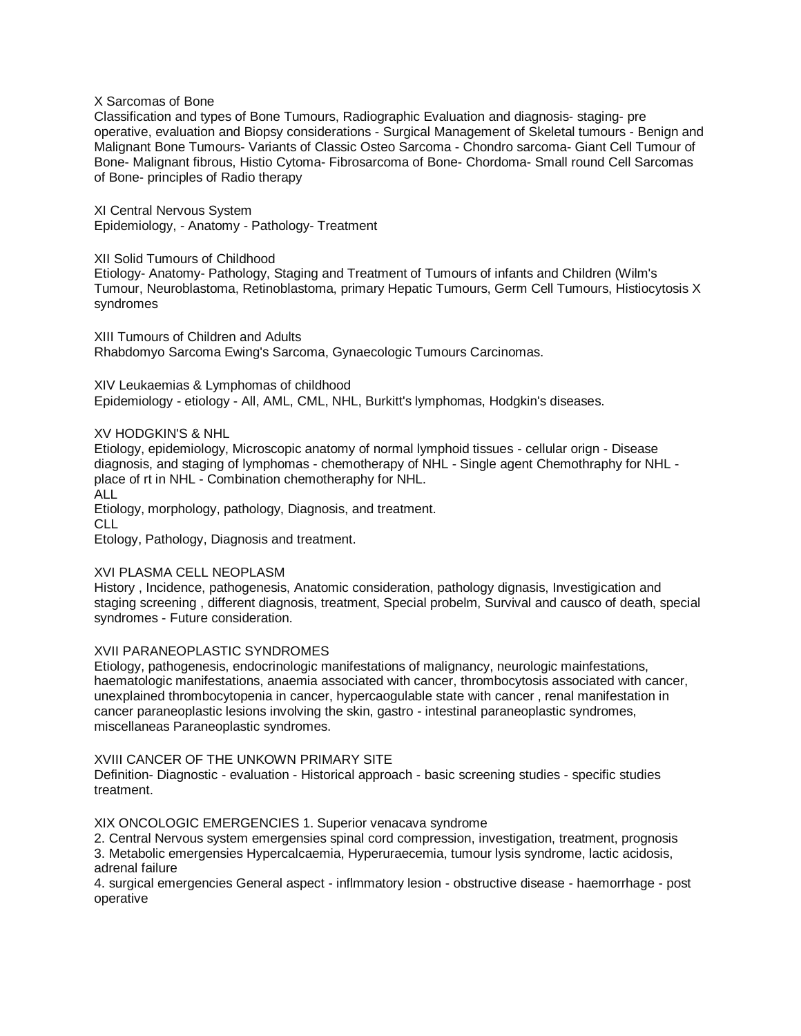## X Sarcomas of Bone

Classification and types of Bone Tumours, Radiographic Evaluation and diagnosis- staging- pre operative, evaluation and Biopsy considerations - Surgical Management of Skeletal tumours - Benign and Malignant Bone Tumours- Variants of Classic Osteo Sarcoma - Chondro sarcoma- Giant Cell Tumour of Bone- Malignant fibrous, Histio Cytoma- Fibrosarcoma of Bone- Chordoma- Small round Cell Sarcomas of Bone- principles of Radio therapy

## XI Central Nervous System

Epidemiology, - Anatomy - Pathology- Treatment

## XII Solid Tumours of Childhood

Etiology- Anatomy- Pathology, Staging and Treatment of Tumours of infants and Children (Wilm's Tumour, Neuroblastoma, Retinoblastoma, primary Hepatic Tumours, Germ Cell Tumours, Histiocytosis X syndromes

## XIII Tumours of Children and Adults

Rhabdomyo Sarcoma Ewing's Sarcoma, Gynaecologic Tumours Carcinomas.

## XIV Leukaemias & Lymphomas of childhood

Epidemiology - etiology - All, AML, CML, NHL, Burkitt's lymphomas, Hodgkin's diseases.

## XV HODGKIN'S & NHL

Etiology, epidemiology, Microscopic anatomy of normal lymphoid tissues - cellular orign - Disease diagnosis, and staging of lymphomas - chemotherapy of NHL - Single agent Chemothraphy for NHL - place of rt in NHL - Combination chemotheraphy for NHL.

ALL

Etiology, morphology, pathology, Diagnosis, and treatment.

CLL

Etology, Pathology, Diagnosis and treatment.

## XVI PLASMA CELL NEOPLASM

History , Incidence, pathogenesis, Anatomic consideration, pathology dignasis, Investigication and staging screening , different diagnosis, treatment, Special probelm, Survival and causco of death, special syndromes - Future consideration.

## XVII PARANEOPLASTIC SYNDROMES

Etiology, pathogenesis, endocrinologic manifestations of malignancy, neurologic mainfestations, haematologic manifestations, anaemia associated with cancer, thrombocytosis associated with cancer, unexplained thrombocytopenia in cancer, hypercaogulable state with cancer , renal manifestation in cancer paraneoplastic lesions involving the skin, gastro - intestinal paraneoplastic syndromes, miscellaneas Paraneoplastic syndromes.

## XVIII CANCER OF THE UNKOWN PRIMARY SITE

Definition- Diagnostic - evaluation - Historical approach - basic screening studies - specific studies treatment.

## XIX ONCOLOGIC EMERGENCIES

1. Superior venacava syndrome
2. Central Nervous system emergensies spinal cord compression, investigation, treatment, prognosis
3. Metabolic emergensies Hypercalcaemia, Hyperuraecemia, tumour lysis syndrome, lactic acidosis, adrenal failure
4. surgical emergencies General aspect - inflmmatory lesion - obstructive disease - haemorrhage - post operative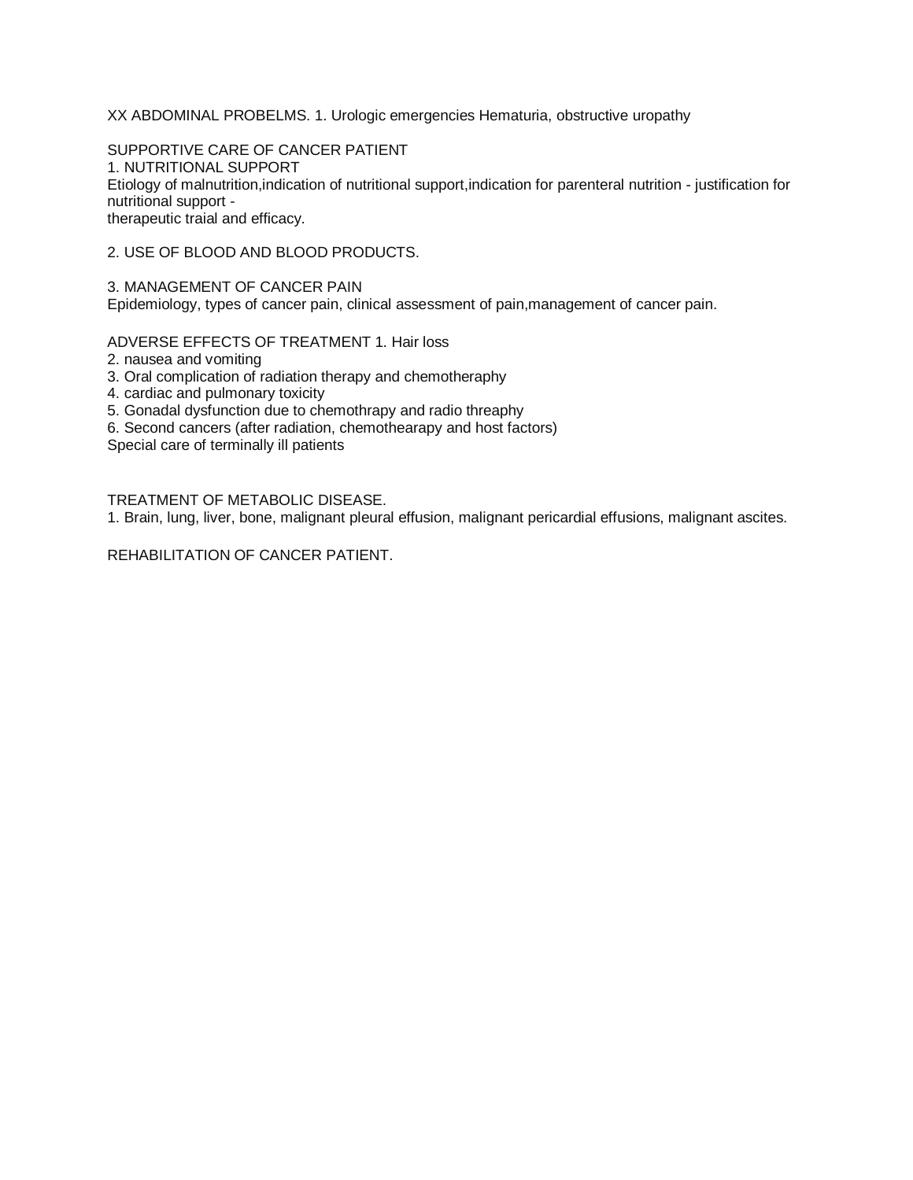XX ABDOMINAL PROBELMS. 1. Urologic emergencies Hematuria, obstructive uropathy

SUPPORTIVE CARE OF CANCER PATIENT
1. NUTRITIONAL SUPPORT
Etiology of malnutrition,indication of nutritional support,indication for parenteral nutrition - justification for nutritional support -
therapeutic traial and efficacy.

2. USE OF BLOOD AND BLOOD PRODUCTS.

3. MANAGEMENT OF CANCER PAIN
Epidemiology, types of cancer pain, clinical assessment of pain,management of cancer pain.

ADVERSE EFFECTS OF TREATMENT 1. Hair loss
2. nausea and vomiting
3. Oral complication of radiation therapy and chemotheraphy
4. cardiac and pulmonary toxicity
5. Gonadal dysfunction due to chemothrapy and radio threaphy
6. Second cancers (after radiation, chemothearapy and host factors)
Special care of terminally ill patients

TREATMENT OF METABOLIC DISEASE.
1. Brain, lung, liver, bone, malignant pleural effusion, malignant pericardial effusions, malignant ascites.

REHABILITATION OF CANCER PATIENT.